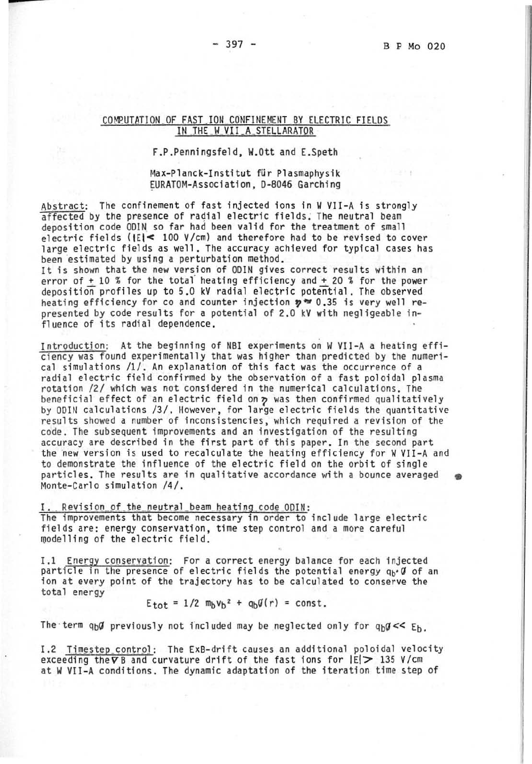# COMPUTATION OF FAST ION CONFINEMENT BY ELECTRIC FIELDS IN THE W VII A STELLARATOR

F.P.Penningsfeld, W.Ott and E.Speth

Max-Planck-Institut für Plasmaphysik
EURATOM-Association, D-8046 Garching

Abstract: The confinement of fast injected ions in W VII-A is strongly affected by the presence of radial electric fields. The neutral beam deposition code ODIN so far had been valid for the treatment of small electric fields ($|E| < 100$ V/cm) and therefore had to be revised to cover large electric fields as well. The accuracy achieved for typical cases has been estimated by using a perturbation method.
It is shown that the new version of ODIN gives correct results within an error of $\pm$ 10 % for the total heating efficiency and $\pm$ 20 % for the power deposition profiles up to 5.0 kV radial electric potential. The observed heating efficiency for co and counter injection $\eta \approx 0.35$ is very well represented by code results for a potential of 2.0 kV with negligeable influence of its radial dependence.

Introduction: At the beginning of NBI experiments on W VII-A a heating efficiency was found experimentally that was higher than predicted by the numerical simulations /1/. An explanation of this fact was the occurrence of a radial electric field confirmed by the observation of a fast poloidal plasma rotation /2/ which was not considered in the numerical calculations. The beneficial effect of an electric field on $\eta$ was then confirmed qualitatively by ODIN calculations /3/. However, for large electric fields the quantitative results showed a number of inconsistencies, which required a revision of the code. The subsequent improvements and an investigation of the resulting accuracy are described in the first part of this paper. In the second part the new version is used to recalculate the heating efficiency for W VII-A and to demonstrate the influence of the electric field on the orbit of single particles. The results are in qualitative accordance with a bounce averaged Monte-Carlo simulation /4/.

## I. Revision of the neutral beam heating code ODIN:

The improvements that become necessary in order to include large electric fields are: energy conservation, time step control and a more careful modelling of the electric field.

I.1 Energy conservation: For a correct energy balance for each injected particle in the presence of electric fields the potential energy $q_b \cdot \emptyset$ of an ion at every point of the trajectory has to be calculated to conserve the total energy

$$E_{tot} = 1/2\ m_b v_b^2 + q_b \emptyset(r) = \text{const.}$$

The term $q_b \emptyset$ previously not included may be neglected only for $q_b \emptyset << E_b$.

I.2 Timestep control: The ExB-drift causes an additional poloidal velocity exceeding the $\nabla$B and curvature drift of the fast ions for $|E| > 135$ V/cm at W VII-A conditions. The dynamic adaptation of the iteration time step of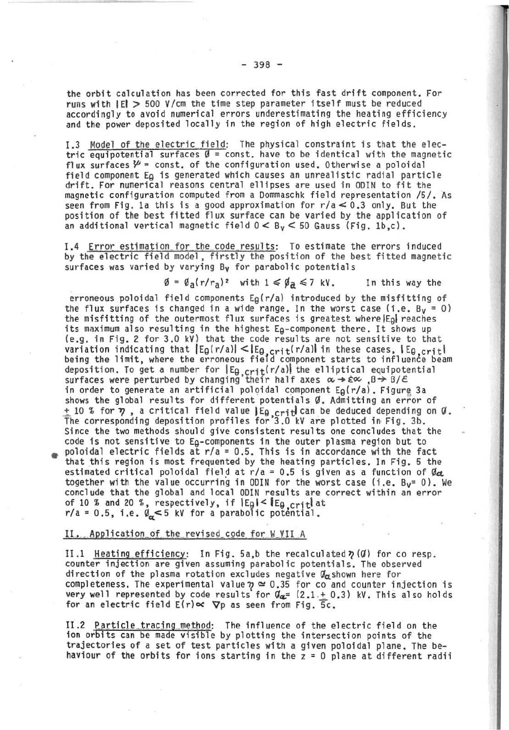the orbit calculation has been corrected for this fast drift component. For runs with $|E| > 500$ V/cm the time step parameter itself must be reduced accordingly to avoid numerical errors underestimating the heating efficiency and the power deposited locally in the region of high electric fields.

I.3 Model of the electric field: The physical constraint is that the electric equipotential surfaces $\emptyset$ = const. have to be identical with the magnetic flux surfaces $\Psi$ = const. of the configuration used. Otherwise a poloidal field component $E_\theta$ is generated which causes an unrealistic radial particle drift. For numerical reasons central ellipses are used in ODIN to fit the magnetic configuration computed from a Dommaschk field representation /5/. As seen from Fig. 1a this is a good approximation for $r/a < 0.3$ only. But the position of the best fitted flux surface can be varied by the application of an additional vertical magnetic field $0 < B_V < 50$ Gauss (Fig. 1b,c).

I.4 Error estimation for the code results: To estimate the errors induced by the electric field model, firstly the position of the best fitted magnetic surfaces was varied by varying $B_V$ for parabolic potentials

$$\emptyset = \emptyset_a (r/r_a)^2 \quad \text{with } 1 \leqslant \emptyset_a \leqslant 7 \text{ kV}.$$

In this way the erroneous poloidal field components $E_\theta(r/a)$ introduced by the misfitting of the flux surfaces is changed in a wide range. In the worst case (i.e. $B_V = 0$) the misfitting of the outermost flux surfaces is greatest where $|E_\theta|$ reaches its maximum also resulting in the highest $E_\theta$-component there. It shows up (e.g. in Fig. 2 for 3.0 kV) that the code results are not sensitive to that variation indicating that $|E_\theta(r/a)| < |E_{\theta,crit}(r/a)|$ in these cases, $|E_{\theta,crit}|$ being the limit, where the erroneous field component starts to influence beam deposition. To get a number for $|E_{\theta,crit}(r/a)|$ the elliptical equipotential surfaces were perturbed by changing their half axes $\alpha \rightarrow \varepsilon\alpha$, $B \rightarrow B/\varepsilon$ in order to generate an artificial poloidal component $E_\theta(r/a)$. Figure 3a shows the global results for different potentials $\emptyset$. Admitting an error of $\pm$ 10 % for $\eta$, a critical field value $|E_{\theta,crit}|$ can be deduced depending on $\emptyset$. The corresponding deposition profiles for 3.0 kV are plotted in Fig. 3b. Since the two methods should give consistent results one concludes that the code is not sensitive to $E_\theta$-components in the outer plasma region but to poloidal electric fields at $r/a = 0.5$. This is in accordance with the fact that this region is most frequented by the heating particles. In Fig. 5 the estimated critical poloidal field at $r/a = 0.5$ is given as a function of $\emptyset_a$ together with the value occurring in ODIN for the worst case (i.e. $B_V = 0$). We conclude that the global and local ODIN results are correct within an error of 10 % and 20 %, respectively, if $|E_\theta| < |E_{\theta,crit}|$ at $r/a = 0.5$, i.e. $\emptyset_a < 5$ kV for a parabolic potential.

## II. Application of the revised code for W VII A

II.1 Heating efficiency: In Fig. 5a,b the recalculated $\eta(\emptyset)$ for co resp. counter injection are given assuming parabolic potentials. The observed direction of the plasma rotation excludes negative $\emptyset_a$ shown here for completeness. The experimental value $\eta \simeq 0.35$ for co and counter injection is very well represented by code results for $\emptyset_a = (2.1 \pm 0.3)$ kV. This also holds for an electric field $E(r) \propto \nabla p$ as seen from Fig. 5c.

II.2 Particle tracing method: The influence of the electric field on the ion orbits can be made visible by plotting the intersection points of the trajectories of a set of test particles with a given poloidal plane. The behaviour of the orbits for ions starting in the $z = 0$ plane at different radii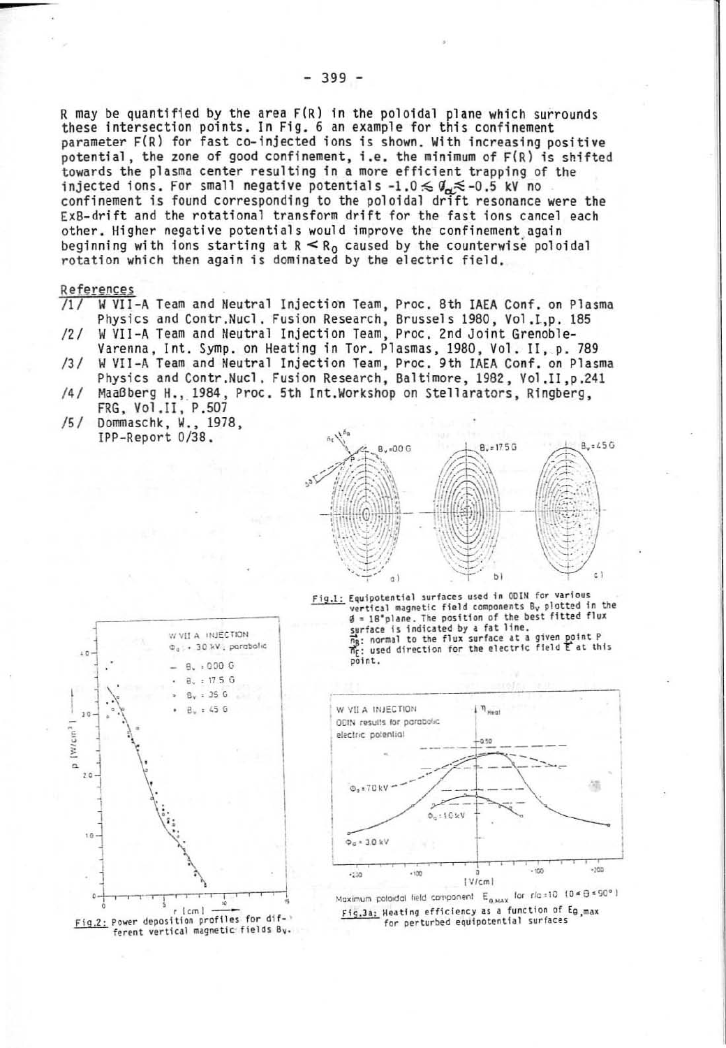R may be quantified by the area F(R) in the poloidal plane which surrounds these intersection points. In Fig. 6 an example for this confinement parameter F(R) for fast co-injected ions is shown. With increasing positive potential, the zone of good confinement, i.e. the minimum of F(R) is shifted towards the plasma center resulting in a more efficient trapping of the injected ions. For small negative potentials $-1.0 \lesssim \phi_\alpha \lesssim -0.5$ kV no confinement is found corresponding to the poloidal drift resonance were the ExB-drift and the rotational transform drift for the fast ions cancel each other. Higher negative potentials would improve the confinement again beginning with ions starting at $R < R_0$ caused by the counterwise poloidal rotation which then again is dominated by the electric field.

## References

/1/ W VII-A Team and Neutral Injection Team, Proc. 8th IAEA Conf. on Plasma Physics and Contr.Nucl. Fusion Research, Brussels 1980, Vol.I, p. 185

/2/ W VII-A Team and Neutral Injection Team, Proc. 2nd Joint Grenoble-Varenna, Int. Symp. on Heating in Tor. Plasmas, 1980, Vol. II, p. 789

/3/ W VII-A Team and Neutral Injection Team, Proc. 9th IAEA Conf. on Plasma Physics and Contr.Nucl. Fusion Research, Baltimore, 1982, Vol.II, p.241

/4/ Maaßberg H., 1984, Proc. 5th Int.Workshop on Stellarators, Ringberg, FRG, Vol.II, P.507

/5/ Dommaschk, W., 1978, IPP-Report 0/38.

Fig.1: Equipotential surfaces used in ODIN for various vertical magnetic field components $B_V$ plotted in the $\phi = 18°$plane. The position of the best fitted flux surface is indicated by a fat line. $\vec{n}_B$: normal to the flux surface at a given point P $\vec{n}_E$: used direction for the electric field $\vec{E}$ at this point.

Fig.2: Power deposition profiles for different vertical magnetic fields $B_V$.

Fig.3a: Heating efficiency as a function of $E_{\theta,max}$ for perturbed equipotential surfaces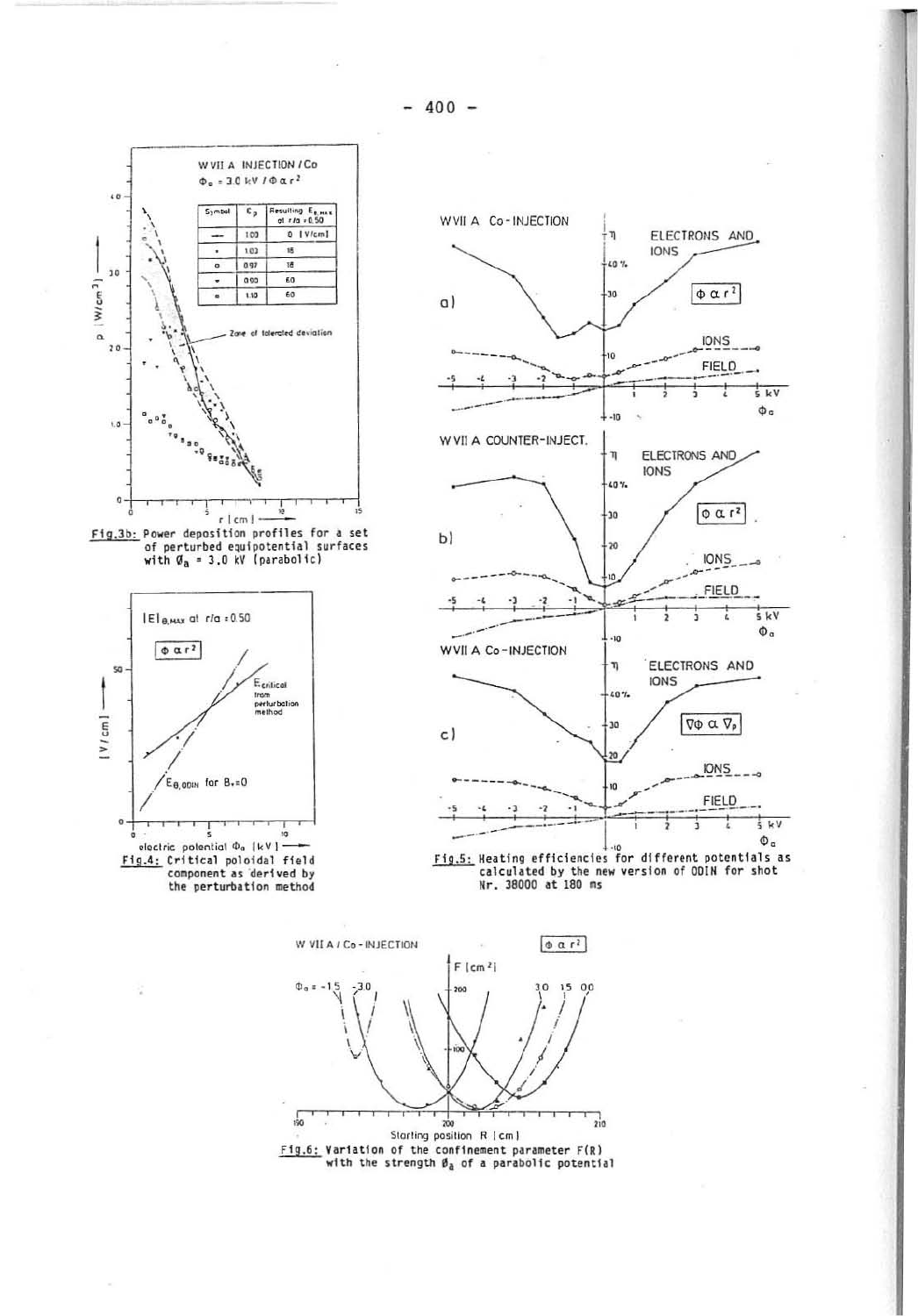WVII A INJECTION / Co

$\Phi_a = 3.0$ kV / $\Phi \alpha r^2$

| Symbol | $C_p$ | Resulting $E_{\theta,MAX}$ at $r/a = 0.50$ |
|---|---|---|
| — | 1.00 | 0 [V/cm] |
| • | 1.03 | 15 |
| o | 0.97 | 18 |
| ▾ | 0.90 | 60 |
| ▫ | 1.10 | 60 |

p [W/cm³]

40
30
20
1.0
0

Zone of tolerated deviation

0 5 10 15

r [cm]

Fig.3b: Power deposition profiles for a set of perturbed equipotential surfaces with $\Phi_a$ = 3.0 kV (parabolic)

$|E|_{\theta,MAX}$ at $r/a = 0.50$

$\Phi \alpha r^2$

[V/cm]

50

$E_{critical}$ from perturbation method

$E_{\theta,ODIN}$ for $B_v=0$

0 5 10

electric potential $\Phi_a$ [kV]

Fig.4: Critical poloidal field component as derived by the perturbation method

WVII A Co-INJECTION

a)

η

40 %

30

10

-10

ELECTRONS AND IONS

$\Phi \alpha r^2$

IONS

FIELD

-5 -4 -3 -2 -1 1 2 3 4 5 kV

$\Phi_a$

WVII A COUNTER-INJECT.

b)

η

40 %

30

20

10

-10

ELECTRONS AND IONS

$\Phi \alpha r^2$

IONS

FIELD

-5 -4 -3 -2 -1 1 2 3 4 5 kV

$\Phi_a$

WVII A Co-INJECTION

c)

η

40 %

30

20

10

-10

ELECTRONS AND IONS

$\nabla\Phi \alpha \nabla_p$

IONS

FIELD

-5 -4 -3 -2 -1 1 2 3 4 5 kV

$\Phi_a$

Fig.5: Heating efficiencies for different potentials as calculated by the new version of ODIN for shot Nr. 38000 at 180 ms

W VII A / Co-INJECTION

$\Phi \alpha r^2$

F [cm²]

200

100

$\Phi_a$ = -1.5 -3.0

3.0 1.5 0.0

190 200 210

Starting position R [cm]

Fig.6: Variation of the confinement parameter F(R) with the strength $\Phi_a$ of a parabolic potential